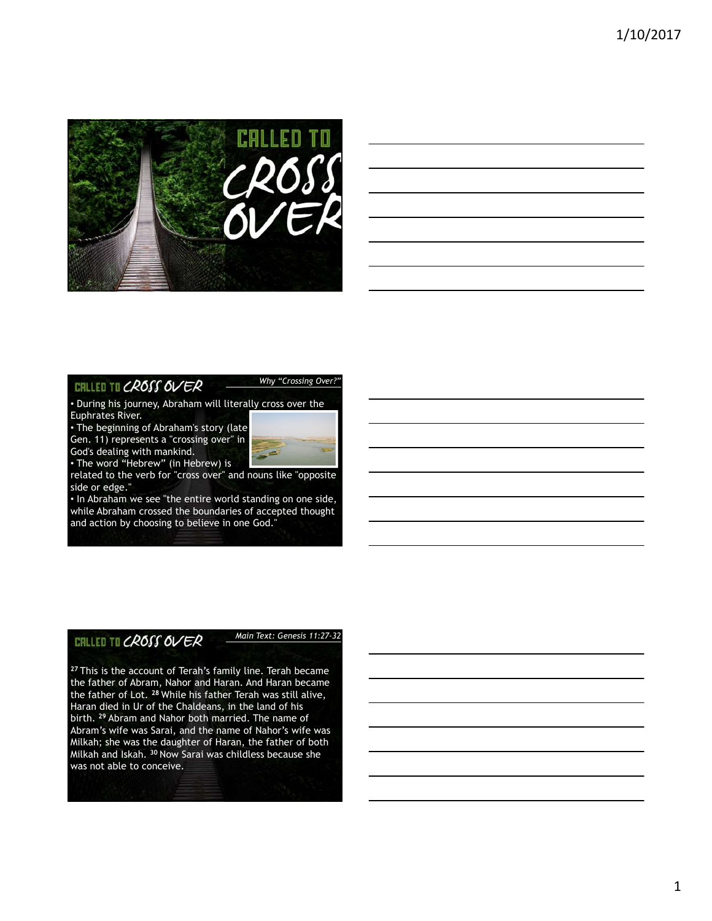# Called to Cross Over

## Called to Cross Over

*Why "Crossing Over?"*

- During his journey, Abraham will literally cross over the Euphrates River.
- The beginning of Abraham's story (late Gen. 11) represents a "crossing over" in God's dealing with mankind.
- The word "Hebrew" (in Hebrew) is related to the verb for "cross over" and nouns like "opposite side or edge."
- In Abraham we see "the entire world standing on one side, while Abraham crossed the boundaries of accepted thought and action by choosing to believe in one God."

## Called to Cross Over

*Main Text: Genesis 11:27-32*

[27] This is the account of Terah's family line. Terah became the father of Abram, Nahor and Haran. And Haran became the father of Lot. [28] While his father Terah was still alive, Haran died in Ur of the Chaldeans, in the land of his birth. [29] Abram and Nahor both married. The name of Abram's wife was Sarai, and the name of Nahor's wife was Milkah; she was the daughter of Haran, the father of both Milkah and Iskah. [30] Now Sarai was childless because she was not able to conceive.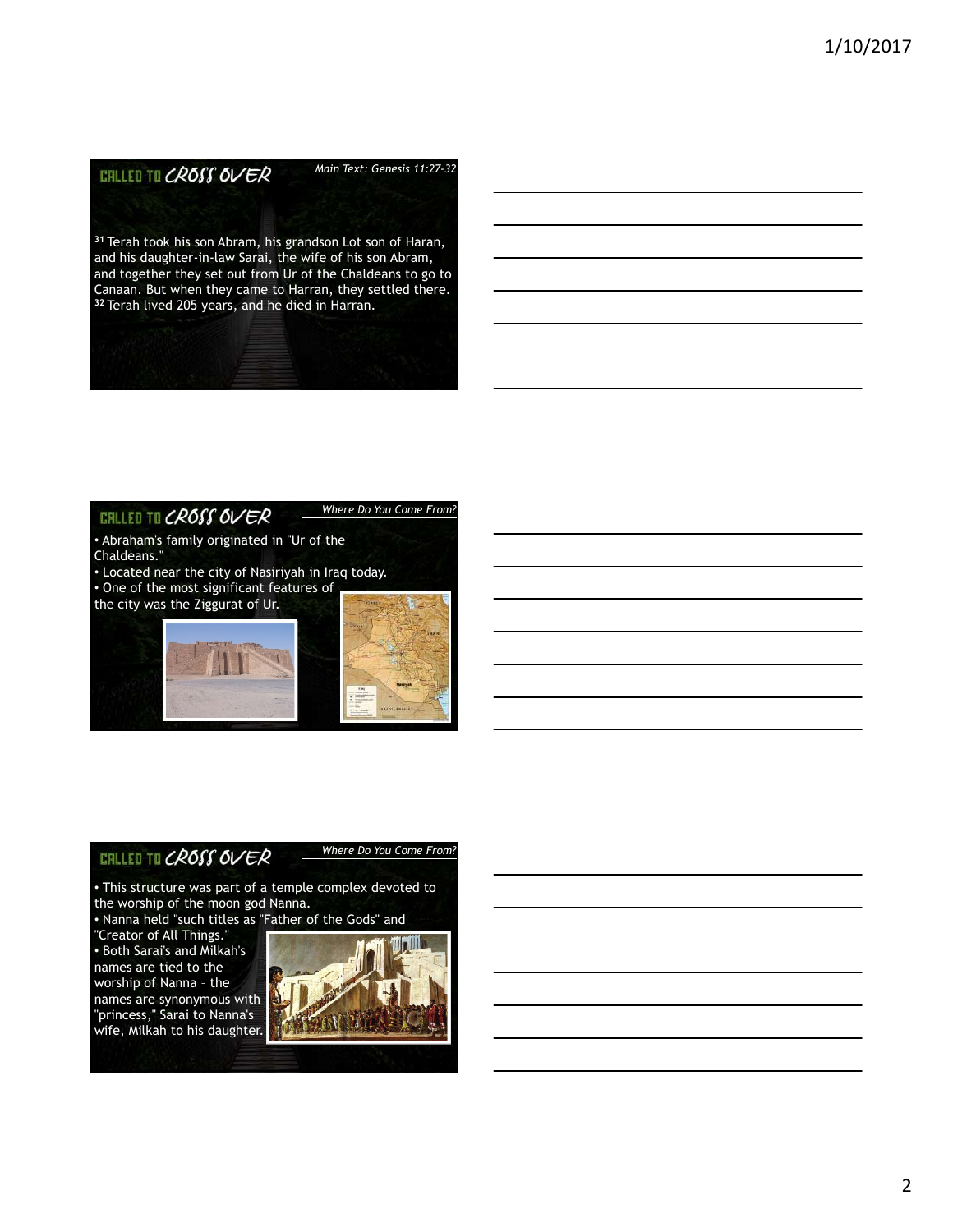## CALLED TO CROSS OVER

*Main Text: Genesis 11:27-32*

31 Terah took his son Abram, his grandson Lot son of Haran, and his daughter-in-law Sarai, the wife of his son Abram, and together they set out from Ur of the Chaldeans to go to Canaan. But when they came to Harran, they settled there. 32 Terah lived 205 years, and he died in Harran.

## CALLED TO CROSS OVER

*Where Do You Come From?*

- Abraham's family originated in "Ur of the Chaldeans."
- Located near the city of Nasiriyah in Iraq today.
- One of the most significant features of the city was the Ziggurat of Ur.

## CALLED TO CROSS OVER

*Where Do You Come From?*

- This structure was part of a temple complex devoted to the worship of the moon god Nanna.
- Nanna held "such titles as "Father of the Gods" and "Creator of All Things."
- Both Sarai's and Milkah's names are tied to the worship of Nanna – the names are synonymous with "princess," Sarai to Nanna's wife, Milkah to his daughter.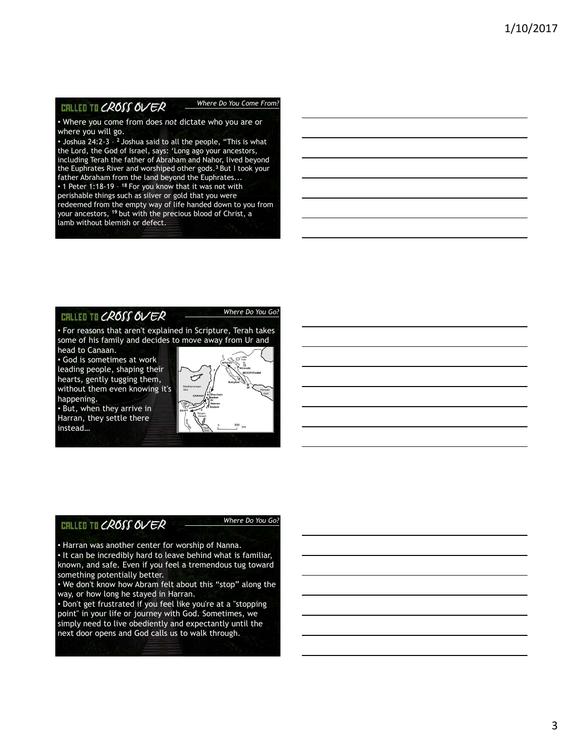## CALLED TO CROSS OVER

*Where Do You Come From?*

- Where you come from does *not* dictate who you are or where you will go.
- Joshua 24:2-3 – [2] Joshua said to all the people, "This is what the Lord, the God of Israel, says: 'Long ago your ancestors, including Terah the father of Abraham and Nahor, lived beyond the Euphrates River and worshiped other gods.[3] But I took your father Abraham from the land beyond the Euphrates...
- 1 Peter 1:18-19 – [18] For you know that it was not with perishable things such as silver or gold that you were redeemed from the empty way of life handed down to you from your ancestors, [19] but with the precious blood of Christ, a lamb without blemish or defect.

## CALLED TO CROSS OVER

*Where Do You Go?*

- For reasons that aren't explained in Scripture, Terah takes some of his family and decides to move away from Ur and head to Canaan.
- God is sometimes at work leading people, shaping their hearts, gently tugging them, without them even knowing it's happening.
- But, when they arrive in Harran, they settle there instead…

## CALLED TO CROSS OVER

*Where Do You Go?*

- Harran was another center for worship of Nanna.
- It can be incredibly hard to leave behind what is familiar, known, and safe. Even if you feel a tremendous tug toward something potentially better.
- We don't know how Abram felt about this "stop" along the way, or how long he stayed in Harran.
- Don't get frustrated if you feel like you're at a "stopping point" in your life or journey with God. Sometimes, we simply need to live obediently and expectantly until the next door opens and God calls us to walk through.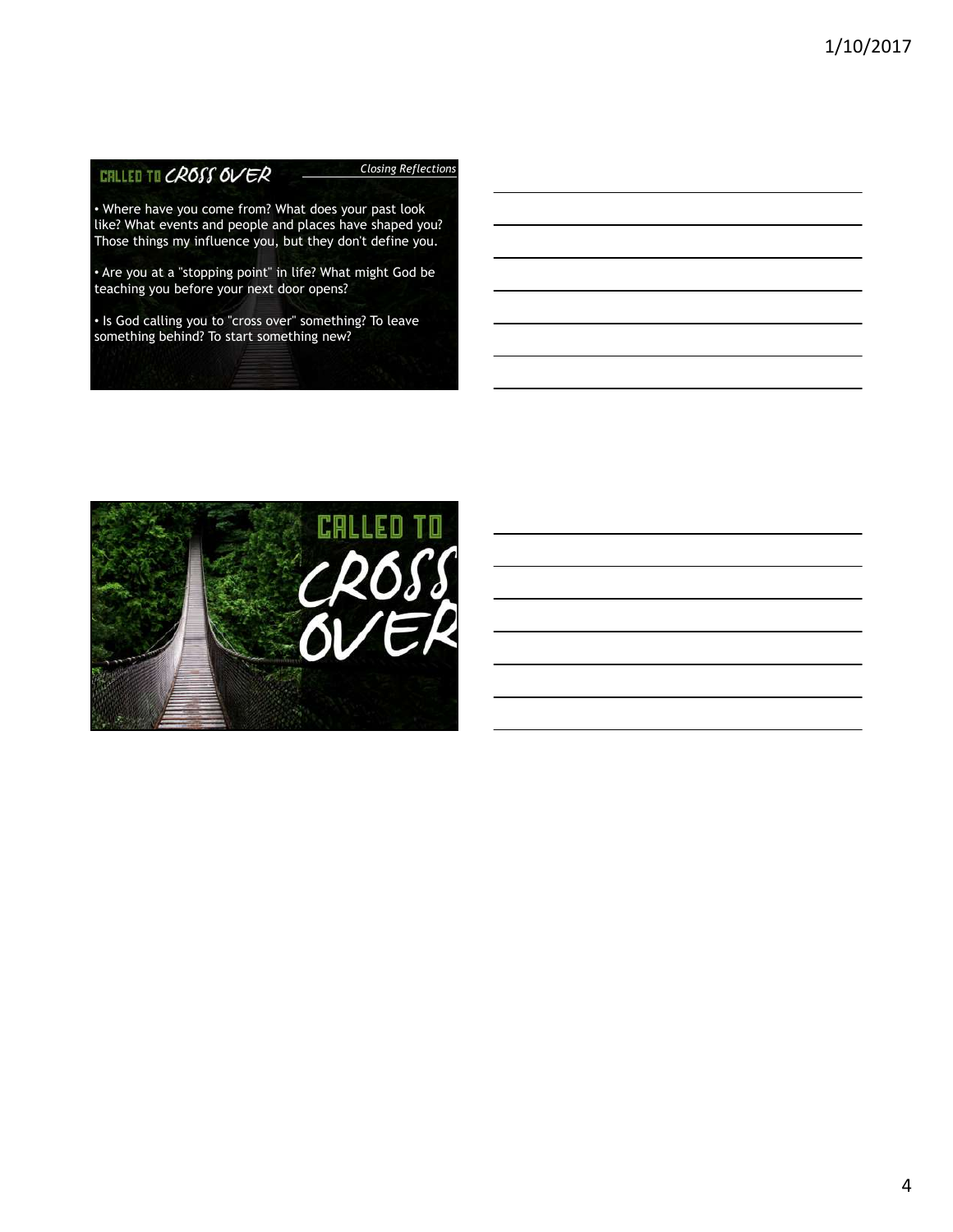## CALLED TO CROSS OVER

*Closing Reflections*

- Where have you come from? What does your past look like? What events and people and places have shaped you? Those things my influence you, but they don't define you.
- Are you at a "stopping point" in life? What might God be teaching you before your next door opens?
- Is God calling you to "cross over" something? To leave something behind? To start something new?

## CALLED TO CROSS OVER